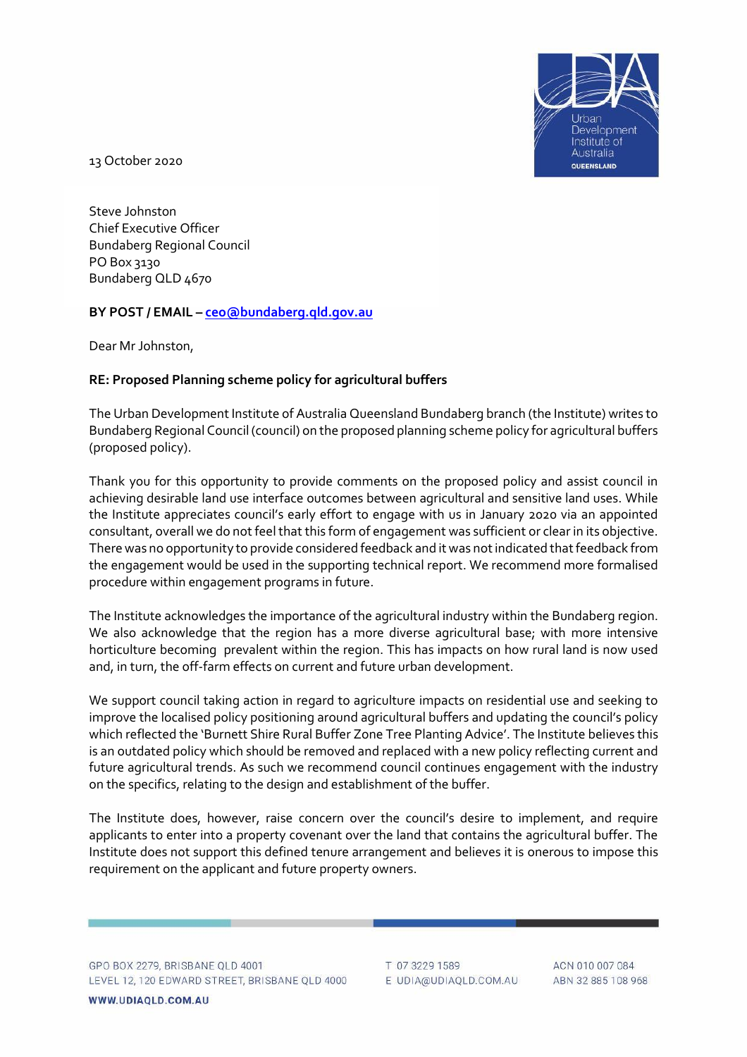13 October 2020

Steve Johnston
Chief Executive Officer
Bundaberg Regional Council
PO Box 3130
Bundaberg QLD 4670

**BY POST / EMAIL – ceo@bundaberg.qld.gov.au**

Dear Mr Johnston,

**RE: Proposed Planning scheme policy for agricultural buffers**

The Urban Development Institute of Australia Queensland Bundaberg branch (the Institute) writes to Bundaberg Regional Council (council) on the proposed planning scheme policy for agricultural buffers (proposed policy).

Thank you for this opportunity to provide comments on the proposed policy and assist council in achieving desirable land use interface outcomes between agricultural and sensitive land uses. While the Institute appreciates council's early effort to engage with us in January 2020 via an appointed consultant, overall we do not feel that this form of engagement was sufficient or clear in its objective. There was no opportunity to provide considered feedback and it was not indicated that feedback from the engagement would be used in the supporting technical report. We recommend more formalised procedure within engagement programs in future.

The Institute acknowledges the importance of the agricultural industry within the Bundaberg region. We also acknowledge that the region has a more diverse agricultural base; with more intensive horticulture becoming prevalent within the region. This has impacts on how rural land is now used and, in turn, the off-farm effects on current and future urban development.

We support council taking action in regard to agriculture impacts on residential use and seeking to improve the localised policy positioning around agricultural buffers and updating the council's policy which reflected the 'Burnett Shire Rural Buffer Zone Tree Planting Advice'. The Institute believes this is an outdated policy which should be removed and replaced with a new policy reflecting current and future agricultural trends. As such we recommend council continues engagement with the industry on the specifics, relating to the design and establishment of the buffer.

The Institute does, however, raise concern over the council's desire to implement, and require applicants to enter into a property covenant over the land that contains the agricultural buffer. The Institute does not support this defined tenure arrangement and believes it is onerous to impose this requirement on the applicant and future property owners.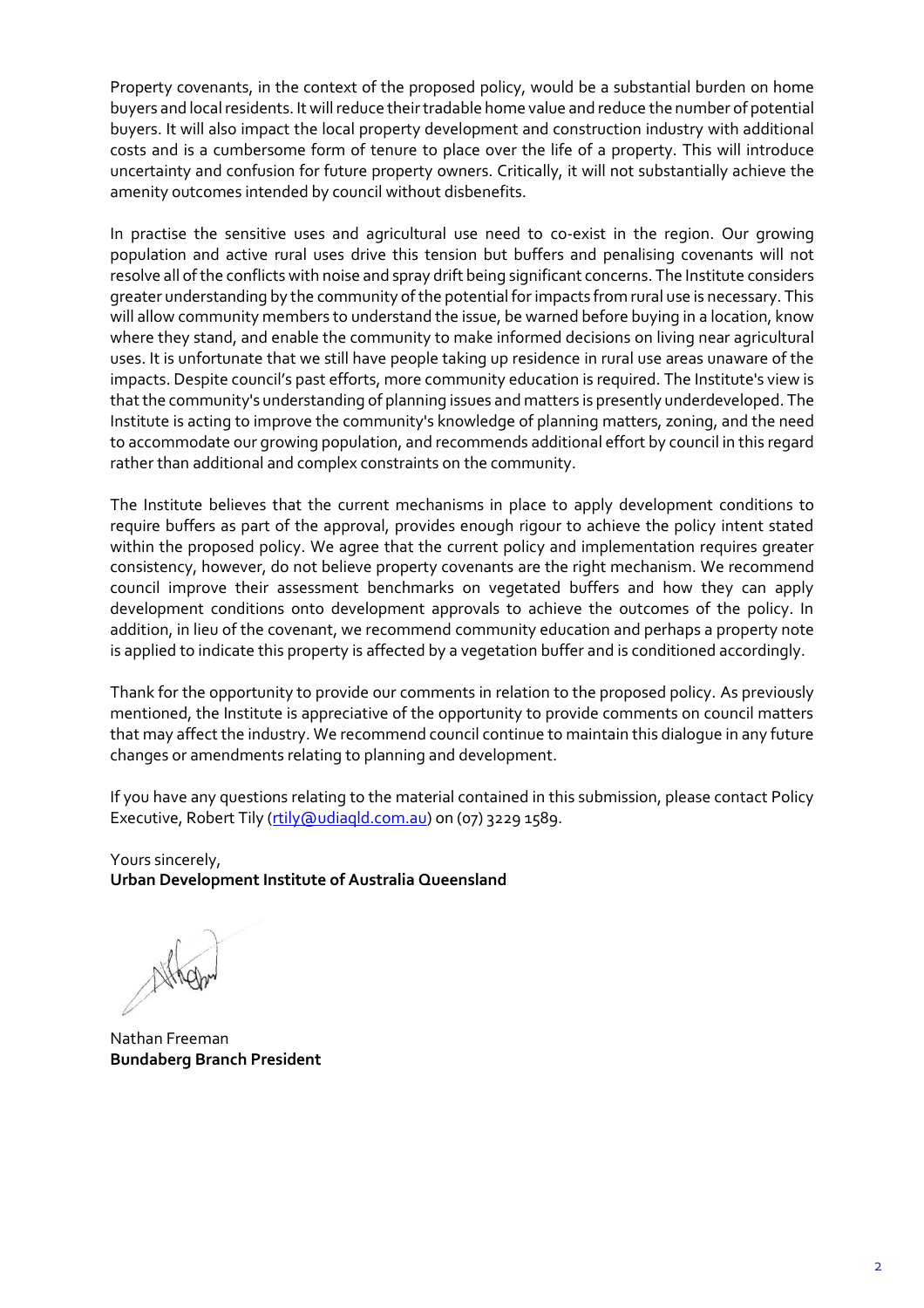Property covenants, in the context of the proposed policy, would be a substantial burden on home buyers and local residents. It will reduce their tradable home value and reduce the number of potential buyers. It will also impact the local property development and construction industry with additional costs and is a cumbersome form of tenure to place over the life of a property. This will introduce uncertainty and confusion for future property owners. Critically, it will not substantially achieve the amenity outcomes intended by council without disbenefits.

In practise the sensitive uses and agricultural use need to co-exist in the region. Our growing population and active rural uses drive this tension but buffers and penalising covenants will not resolve all of the conflicts with noise and spray drift being significant concerns. The Institute considers greater understanding by the community of the potential for impacts from rural use is necessary. This will allow community members to understand the issue, be warned before buying in a location, know where they stand, and enable the community to make informed decisions on living near agricultural uses. It is unfortunate that we still have people taking up residence in rural use areas unaware of the impacts. Despite council's past efforts, more community education is required. The Institute's view is that the community's understanding of planning issues and matters is presently underdeveloped. The Institute is acting to improve the community's knowledge of planning matters, zoning, and the need to accommodate our growing population, and recommends additional effort by council in this regard rather than additional and complex constraints on the community.

The Institute believes that the current mechanisms in place to apply development conditions to require buffers as part of the approval, provides enough rigour to achieve the policy intent stated within the proposed policy. We agree that the current policy and implementation requires greater consistency, however, do not believe property covenants are the right mechanism. We recommend council improve their assessment benchmarks on vegetated buffers and how they can apply development conditions onto development approvals to achieve the outcomes of the policy. In addition, in lieu of the covenant, we recommend community education and perhaps a property note is applied to indicate this property is affected by a vegetation buffer and is conditioned accordingly.

Thank for the opportunity to provide our comments in relation to the proposed policy. As previously mentioned, the Institute is appreciative of the opportunity to provide comments on council matters that may affect the industry. We recommend council continue to maintain this dialogue in any future changes or amendments relating to planning and development.

If you have any questions relating to the material contained in this submission, please contact Policy Executive, Robert Tily (rtily@udiaqld.com.au) on (07) 3229 1589.

Yours sincerely,
**Urban Development Institute of Australia Queensland**

Nathan Freeman
**Bundaberg Branch President**